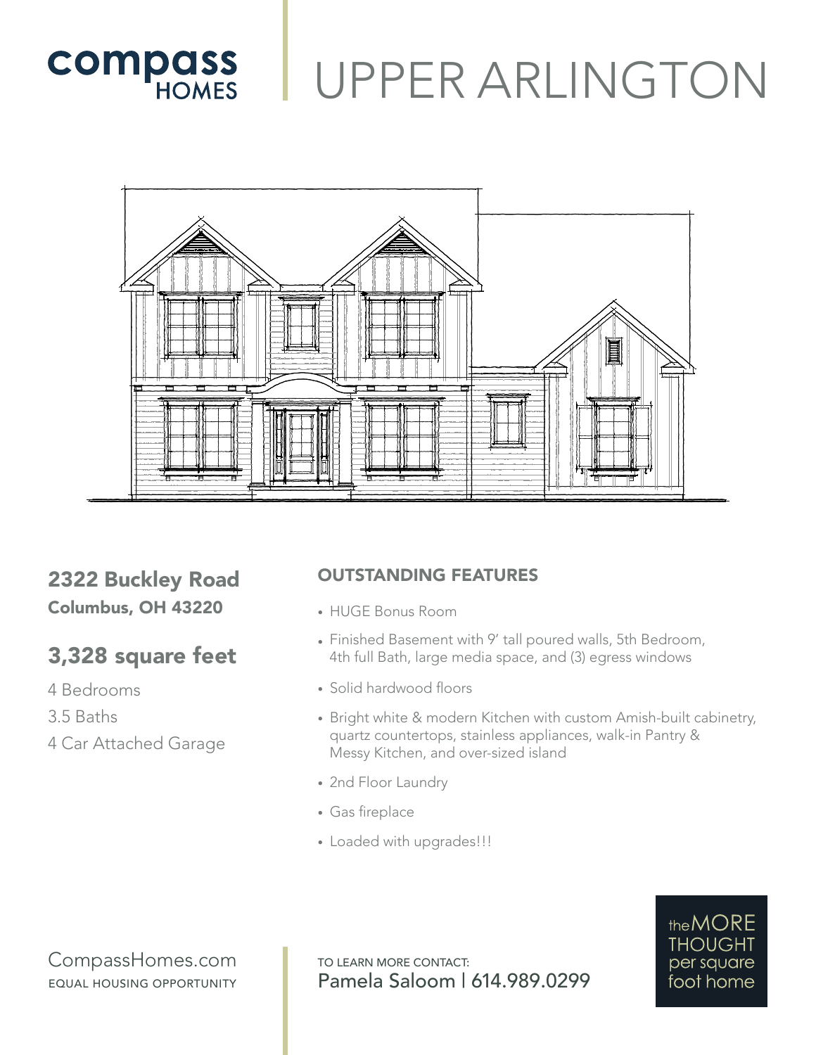compass HOMES

# UPPER ARLINGTON

## 2322 Buckley Road
**Columbus, OH 43220**

## 3,328 square feet

4 Bedrooms

3.5 Baths

4 Car Attached Garage

### OUTSTANDING FEATURES

- HUGE Bonus Room
- Finished Basement with 9' tall poured walls, 5th Bedroom, 4th full Bath, large media space, and (3) egress windows
- Solid hardwood floors
- Bright white & modern Kitchen with custom Amish-built cabinetry, quartz countertops, stainless appliances, walk-in Pantry & Messy Kitchen, and over-sized island
- 2nd Floor Laundry
- Gas fireplace
- Loaded with upgrades!!!

CompassHomes.com

EQUAL HOUSING OPPORTUNITY

TO LEARN MORE CONTACT:

Pamela Saloom | 614.989.0299

the MORE THOUGHT per square foot home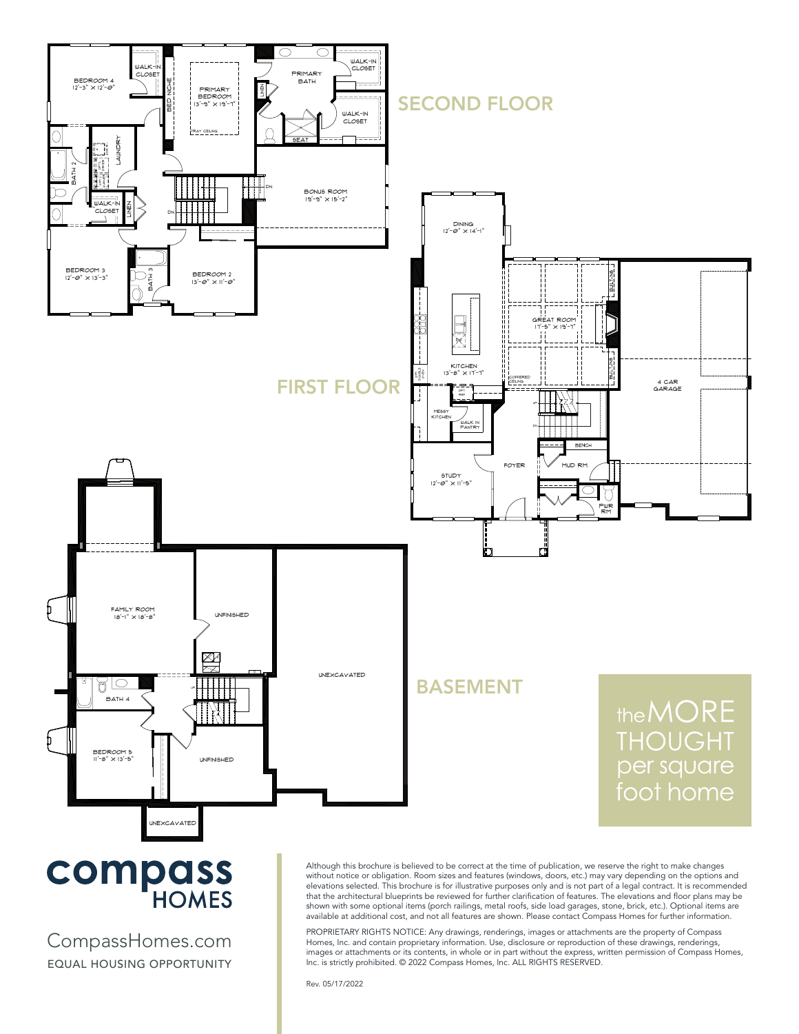## SECOND FLOOR

BEDROOM 4
12'-3" X 12'-0"

WALK-IN CLOSET

BED NICHE

PRIMARY BEDROOM
13'-9" X 15'-7"

TRAY CEILING

LINEN

PRIMARY BATH

WALK-IN CLOSET

WALK-IN CLOSET

SEAT

LAUNDRY

BATH 2

WALK-IN CLOSET

LINEN

DN

DN

BONUS ROOM
15'-9" X 15'-2"

BEDROOM 3
12'-0" X 13'-3"

BATH 3

BEDROOM 2
13'-0" X 11'-0"

## FIRST FLOOR

DINING
12'-0" X 14'-1"

GREAT ROOM
17'-5" X 19'-7"

BUILT-INS

BUILT-INS

COFFERED CEILING

KITCHEN
13'-8" X 17'-7"

OPT. DOUBLE OVEN

OPT. REF.

MESSY KITCHEN

WALK IN PANTRY

UP

DN

4 CAR GARAGE

BENCH

STUDY
12'-0" X 11'-5"

FOYER

MUD RM.

PWR RM

## BASEMENT

FAMILY ROOM
18'-1" X 18'-8"

UNFINISHED

UNEXCAVATED

BATH 4

UP

BEDROOM 5
11'-8" X 13'-5"

UNFINISHED

UNEXCAVATED

the MORE THOUGHT per square foot home

**compass HOMES**

CompassHomes.com

EQUAL HOUSING OPPORTUNITY

Although this brochure is believed to be correct at the time of publication, we reserve the right to make changes without notice or obligation. Room sizes and features (windows, doors, etc.) may vary depending on the options and elevations selected. This brochure is for illustrative purposes only and is not part of a legal contract. It is recommended that the architectural blueprints be reviewed for further clarification of features. The elevations and floor plans may be shown with some optional items (porch railings, metal roofs, side load garages, stone, brick, etc.). Optional items are available at additional cost, and not all features are shown. Please contact Compass Homes for further information.

PROPRIETARY RIGHTS NOTICE: Any drawings, renderings, images or attachments are the property of Compass Homes, Inc. and contain proprietary information. Use, disclosure or reproduction of these drawings, renderings, images or attachments or its contents, in whole or in part without the express, written permission of Compass Homes, Inc. is strictly prohibited. © 2022 Compass Homes, Inc. ALL RIGHTS RESERVED.

Rev. 05/17/2022